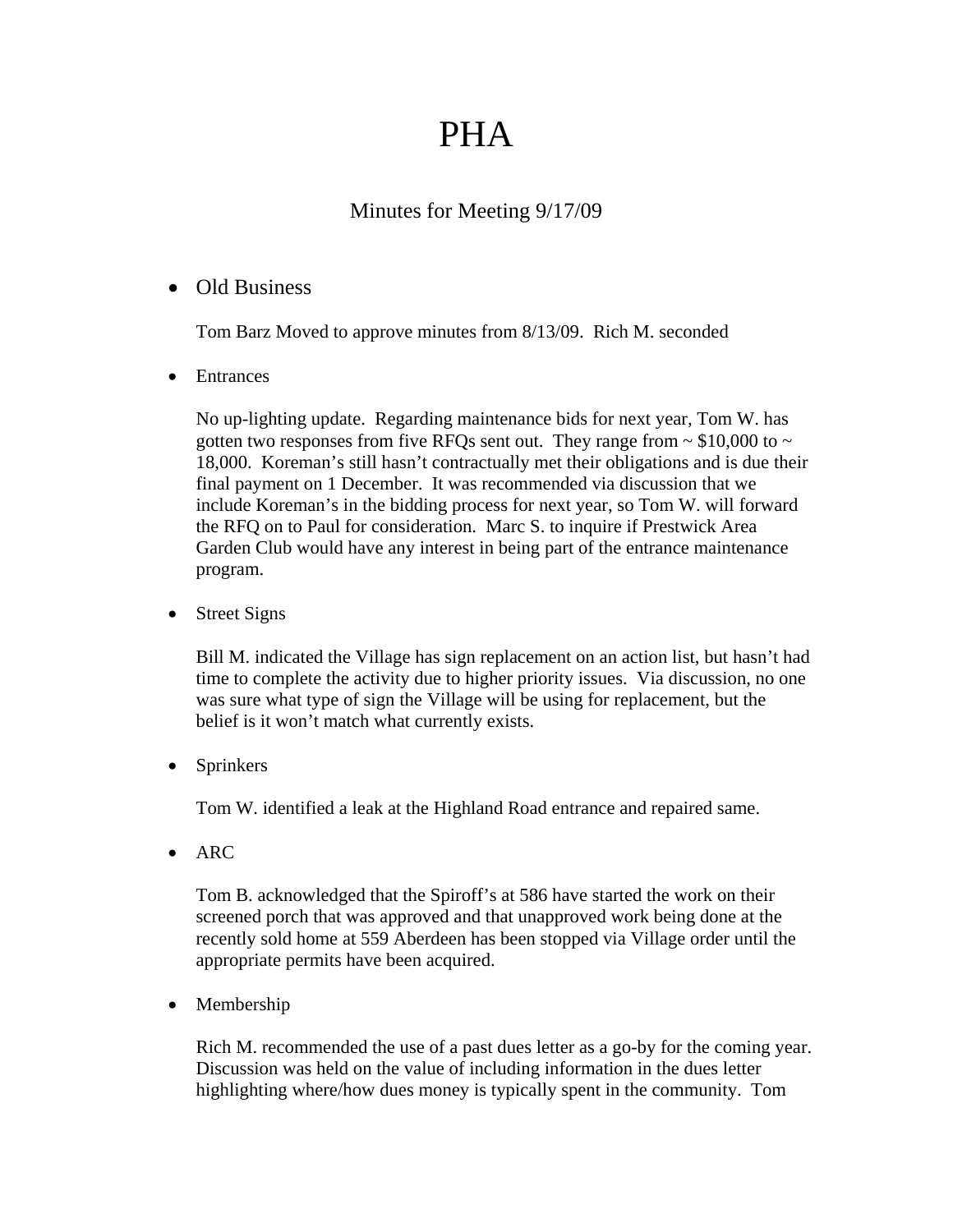# PHA

## Minutes for Meeting 9/17/09

- Old Business

  Tom Barz Moved to approve minutes from 8/13/09. Rich M. seconded

- Entrances

  No up-lighting update. Regarding maintenance bids for next year, Tom W. has gotten two responses from five RFQs sent out. They range from ~ $10,000 to ~ 18,000. Koreman's still hasn't contractually met their obligations and is due their final payment on 1 December. It was recommended via discussion that we include Koreman's in the bidding process for next year, so Tom W. will forward the RFQ on to Paul for consideration. Marc S. to inquire if Prestwick Area Garden Club would have any interest in being part of the entrance maintenance program.

- Street Signs

  Bill M. indicated the Village has sign replacement on an action list, but hasn't had time to complete the activity due to higher priority issues. Via discussion, no one was sure what type of sign the Village will be using for replacement, but the belief is it won't match what currently exists.

- Sprinkers

  Tom W. identified a leak at the Highland Road entrance and repaired same.

- ARC

  Tom B. acknowledged that the Spiroff's at 586 have started the work on their screened porch that was approved and that unapproved work being done at the recently sold home at 559 Aberdeen has been stopped via Village order until the appropriate permits have been acquired.

- Membership

  Rich M. recommended the use of a past dues letter as a go-by for the coming year. Discussion was held on the value of including information in the dues letter highlighting where/how dues money is typically spent in the community. Tom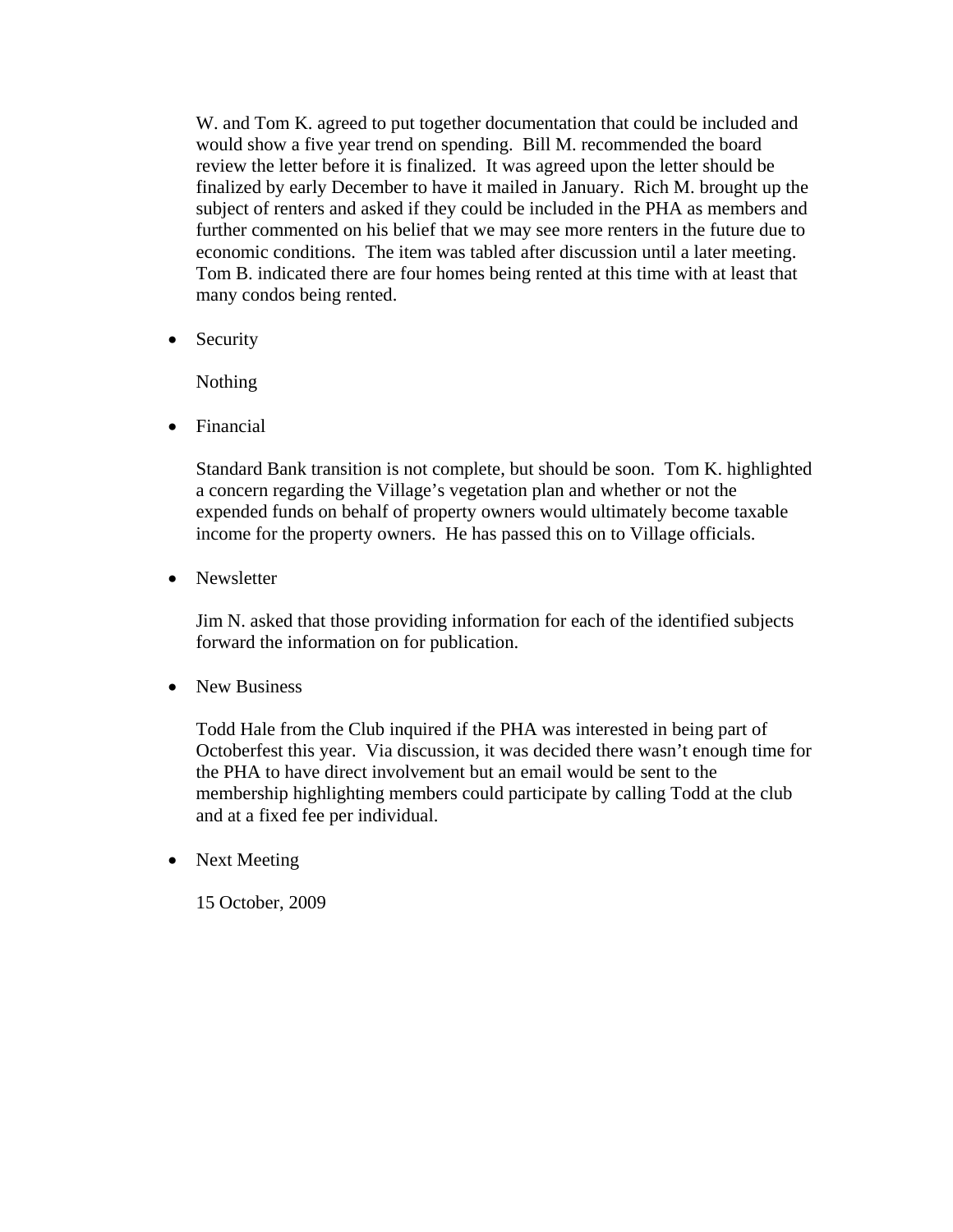W. and Tom K. agreed to put together documentation that could be included and would show a five year trend on spending. Bill M. recommended the board review the letter before it is finalized. It was agreed upon the letter should be finalized by early December to have it mailed in January. Rich M. brought up the subject of renters and asked if they could be included in the PHA as members and further commented on his belief that we may see more renters in the future due to economic conditions. The item was tabled after discussion until a later meeting. Tom B. indicated there are four homes being rented at this time with at least that many condos being rented.

- Security

  Nothing

- Financial

  Standard Bank transition is not complete, but should be soon. Tom K. highlighted a concern regarding the Village's vegetation plan and whether or not the expended funds on behalf of property owners would ultimately become taxable income for the property owners. He has passed this on to Village officials.

- Newsletter

  Jim N. asked that those providing information for each of the identified subjects forward the information on for publication.

- New Business

  Todd Hale from the Club inquired if the PHA was interested in being part of Octoberfest this year. Via discussion, it was decided there wasn't enough time for the PHA to have direct involvement but an email would be sent to the membership highlighting members could participate by calling Todd at the club and at a fixed fee per individual.

- Next Meeting

  15 October, 2009